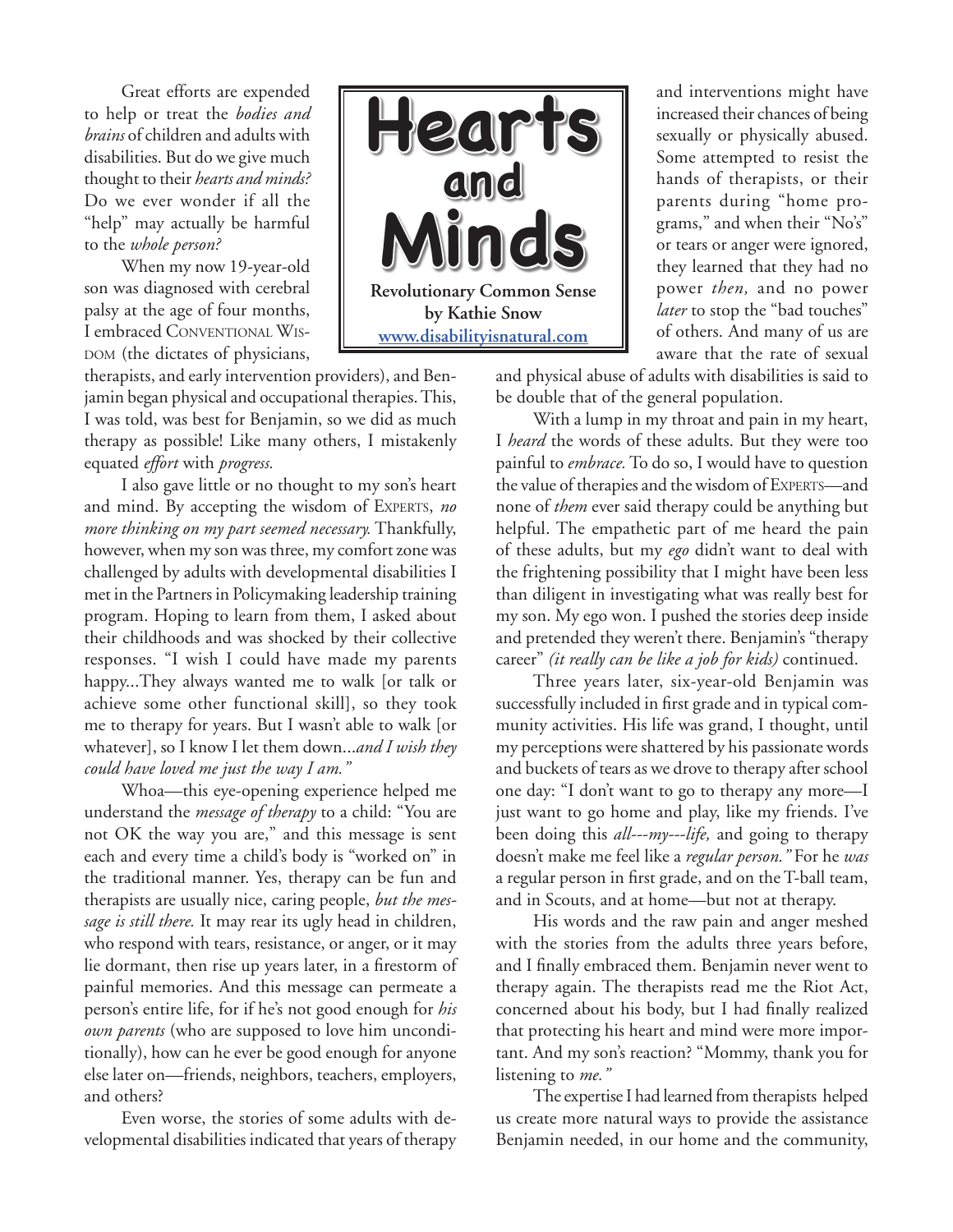# Hearts and Minds

**Revolutionary Common Sense**
**by Kathie Snow**
**www.disabilityisnatural.com**

Great efforts are expended to help or treat the *bodies and brains* of children and adults with disabilities. But do we give much thought to their *hearts and minds?* Do we ever wonder if all the "help" may actually be harmful to the *whole person?*

When my now 19-year-old son was diagnosed with cerebral palsy at the age of four months, I embraced CONVENTIONAL WISDOM (the dictates of physicians, therapists, and early intervention providers), and Benjamin began physical and occupational therapies. This, I was told, was best for Benjamin, so we did as much therapy as possible! Like many others, I mistakenly equated *effort* with *progress.*

I also gave little or no thought to my son's heart and mind. By accepting the wisdom of EXPERTS, *no more thinking on my part seemed necessary.* Thankfully, however, when my son was three, my comfort zone was challenged by adults with developmental disabilities I met in the Partners in Policymaking leadership training program. Hoping to learn from them, I asked about their childhoods and was shocked by their collective responses. "I wish I could have made my parents happy...They always wanted me to walk [or talk or achieve some other functional skill], so they took me to therapy for years. But I wasn't able to walk [or whatever], so I know I let them down...*and I wish they could have loved me just the way I am."*

Whoa—this eye-opening experience helped me understand the *message of therapy* to a child: "You are not OK the way you are," and this message is sent each and every time a child's body is "worked on" in the traditional manner. Yes, therapy can be fun and therapists are usually nice, caring people, *but the message is still there.* It may rear its ugly head in children, who respond with tears, resistance, or anger, or it may lie dormant, then rise up years later, in a firestorm of painful memories. And this message can permeate a person's entire life, for if he's not good enough for *his own parents* (who are supposed to love him unconditionally), how can he ever be good enough for anyone else later on—friends, neighbors, teachers, employers, and others?

Even worse, the stories of some adults with developmental disabilities indicated that years of therapy and interventions might have increased their chances of being sexually or physically abused. Some attempted to resist the hands of therapists, or their parents during "home programs," and when their "No's" or tears or anger were ignored, they learned that they had no power *then,* and no power *later* to stop the "bad touches" of others. And many of us are aware that the rate of sexual and physical abuse of adults with disabilities is said to be double that of the general population.

With a lump in my throat and pain in my heart, I *heard* the words of these adults. But they were too painful to *embrace.* To do so, I would have to question the value of therapies and the wisdom of EXPERTS—and none of *them* ever said therapy could be anything but helpful. The empathetic part of me heard the pain of these adults, but my *ego* didn't want to deal with the frightening possibility that I might have been less than diligent in investigating what was really best for my son. My ego won. I pushed the stories deep inside and pretended they weren't there. Benjamin's "therapy career" *(it really can be like a job for kids)* continued.

Three years later, six-year-old Benjamin was successfully included in first grade and in typical community activities. His life was grand, I thought, until my perceptions were shattered by his passionate words and buckets of tears as we drove to therapy after school one day: "I don't want to go to therapy any more—I just want to go home and play, like my friends. I've been doing this *all---my---life,* and going to therapy doesn't make me feel like a *regular person."* For he *was* a regular person in first grade, and on the T-ball team, and in Scouts, and at home—but not at therapy.

His words and the raw pain and anger meshed with the stories from the adults three years before, and I finally embraced them. Benjamin never went to therapy again. The therapists read me the Riot Act, concerned about his body, but I had finally realized that protecting his heart and mind were more important. And my son's reaction? "Mommy, thank you for listening to *me."*

The expertise I had learned from therapists helped us create more natural ways to provide the assistance Benjamin needed, in our home and the community,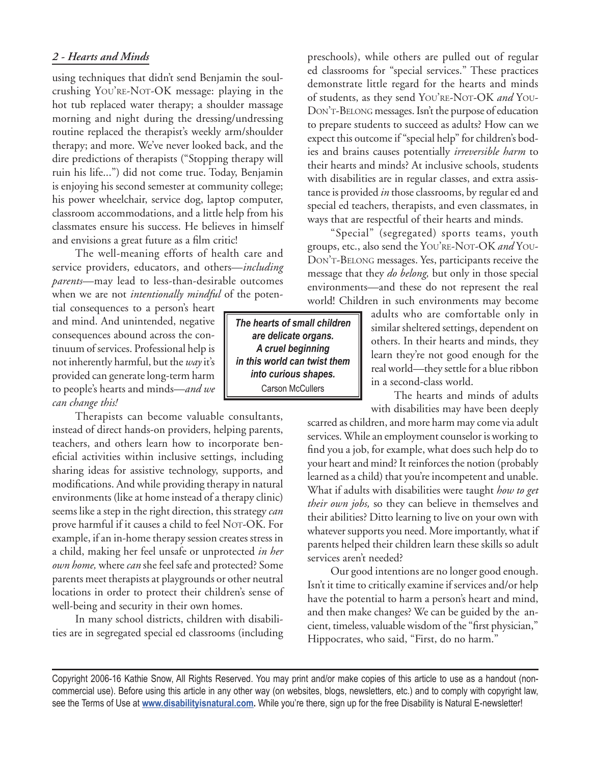using techniques that didn't send Benjamin the soul-crushing YOU'RE-NOT-OK message: playing in the hot tub replaced water therapy; a shoulder massage morning and night during the dressing/undressing routine replaced the therapist's weekly arm/shoulder therapy; and more. We've never looked back, and the dire predictions of therapists ("Stopping therapy will ruin his life...") did not come true. Today, Benjamin is enjoying his second semester at community college; his power wheelchair, service dog, laptop computer, classroom accommodations, and a little help from his classmates ensure his success. He believes in himself and envisions a great future as a film critic!

The well-meaning efforts of health care and service providers, educators, and others—*including parents*—may lead to less-than-desirable outcomes when we are not *intentionally mindful* of the potential consequences to a person's heart and mind. And unintended, negative consequences abound across the continuum of services. Professional help is not inherently harmful, but the *way* it's provided can generate long-term harm to people's hearts and minds—*and we can change this!*

> ***The hearts of small children are delicate organs. A cruel beginning in this world can twist them into curious shapes.***
> Carson McCullers

Therapists can become valuable consultants, instead of direct hands-on providers, helping parents, teachers, and others learn how to incorporate beneficial activities within inclusive settings, including sharing ideas for assistive technology, supports, and modifications. And while providing therapy in natural environments (like at home instead of a therapy clinic) seems like a step in the right direction, this strategy *can* prove harmful if it causes a child to feel NOT-OK. For example, if an in-home therapy session creates stress in a child, making her feel unsafe or unprotected *in her own home,* where *can* she feel safe and protected? Some parents meet therapists at playgrounds or other neutral locations in order to protect their children's sense of well-being and security in their own homes.

In many school districts, children with disabilities are in segregated special ed classrooms (including preschools), while others are pulled out of regular ed classrooms for "special services." These practices demonstrate little regard for the hearts and minds of students, as they send YOU'RE-NOT-OK *and* YOU-DON'T-BELONG messages. Isn't the purpose of education to prepare students to succeed as adults? How can we expect this outcome if "special help" for children's bodies and brains causes potentially *irreversible harm* to their hearts and minds? At inclusive schools, students with disabilities are in regular classes, and extra assistance is provided *in* those classrooms, by regular ed and special ed teachers, therapists, and even classmates, in ways that are respectful of their hearts and minds.

"Special" (segregated) sports teams, youth groups, etc., also send the YOU'RE-NOT-OK *and* YOU-DON'T-BELONG messages. Yes, participants receive the message that they *do belong,* but only in those special environments—and these do not represent the real world! Children in such environments may become adults who are comfortable only in similar sheltered settings, dependent on others. In their hearts and minds, they learn they're not good enough for the real world—they settle for a blue ribbon in a second-class world.

The hearts and minds of adults with disabilities may have been deeply scarred as children, and more harm may come via adult services. While an employment counselor is working to find you a job, for example, what does such help do to your heart and mind? It reinforces the notion (probably learned as a child) that you're incompetent and unable. What if adults with disabilities were taught *how to get their own jobs,* so they can believe in themselves and their abilities? Ditto learning to live on your own with whatever supports you need. More importantly, what if parents helped their children learn these skills so adult services aren't needed?

Our good intentions are no longer good enough. Isn't it time to critically examine if services and/or help have the potential to harm a person's heart and mind, and then make changes? We can be guided by the ancient, timeless, valuable wisdom of the "first physician," Hippocrates, who said, "First, do no harm."

---

Copyright 2006-16 Kathie Snow, All Rights Reserved. You may print and/or make copies of this article to use as a handout (non-commercial use). Before using this article in any other way (on websites, blogs, newsletters, etc.) and to comply with copyright law, see the Terms of Use at **www.disabilityisnatural.com.** While you're there, sign up for the free Disability is Natural E-newsletter!